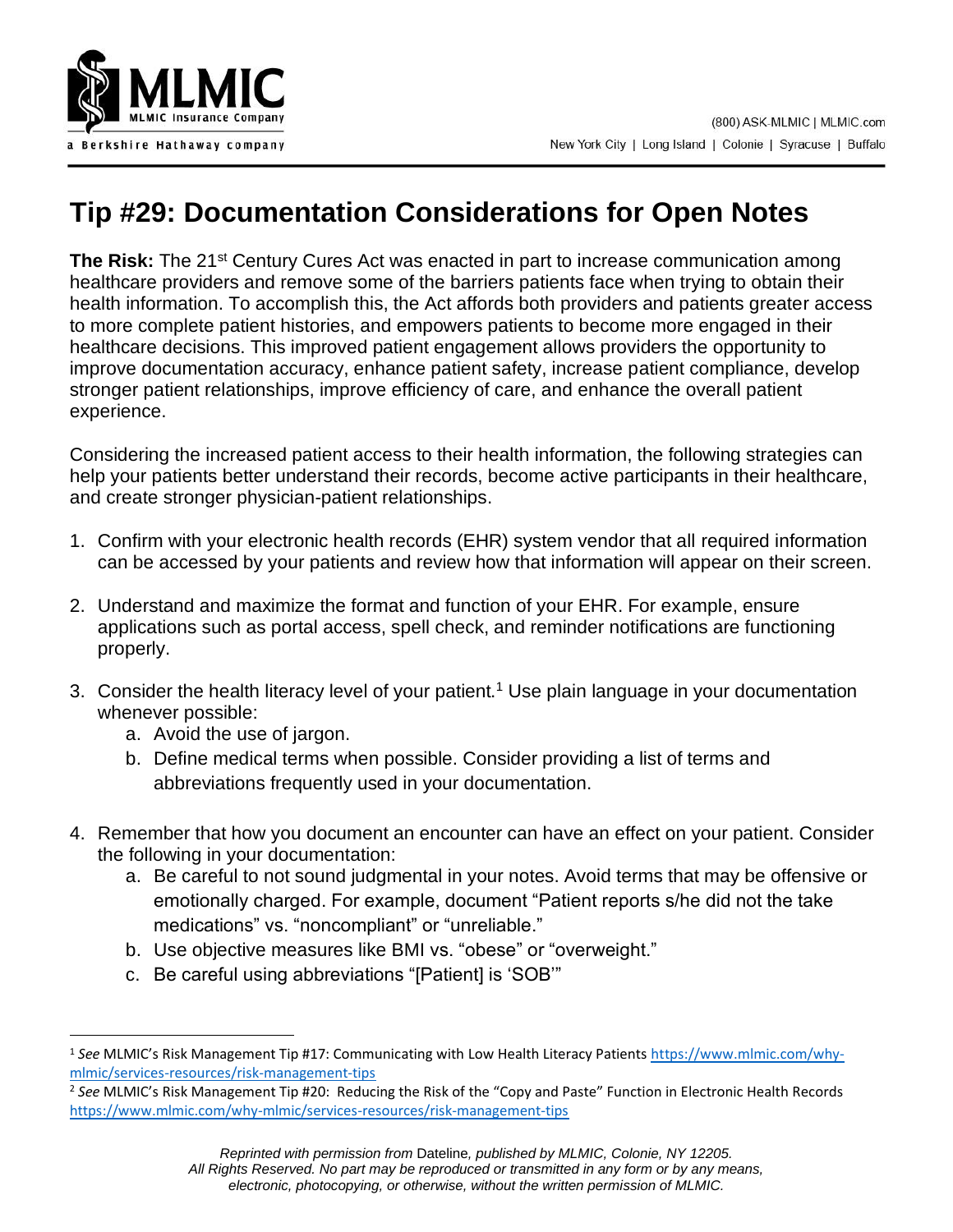# Tip #29: Documentation Considerations for Open Notes

**The Risk:** The 21st Century Cures Act was enacted in part to increase communication among healthcare providers and remove some of the barriers patients face when trying to obtain their health information. To accomplish this, the Act affords both providers and patients greater access to more complete patient histories, and empowers patients to become more engaged in their healthcare decisions. This improved patient engagement allows providers the opportunity to improve documentation accuracy, enhance patient safety, increase patient compliance, develop stronger patient relationships, improve efficiency of care, and enhance the overall patient experience.

Considering the increased patient access to their health information, the following strategies can help your patients better understand their records, become active participants in their healthcare, and create stronger physician-patient relationships.

1. Confirm with your electronic health records (EHR) system vendor that all required information can be accessed by your patients and review how that information will appear on their screen.

2. Understand and maximize the format and function of your EHR. For example, ensure applications such as portal access, spell check, and reminder notifications are functioning properly.

3. Consider the health literacy level of your patient.[1] Use plain language in your documentation whenever possible:
   a. Avoid the use of jargon.
   b. Define medical terms when possible. Consider providing a list of terms and abbreviations frequently used in your documentation.

4. Remember that how you document an encounter can have an effect on your patient. Consider the following in your documentation:
   a. Be careful to not sound judgmental in your notes. Avoid terms that may be offensive or emotionally charged. For example, document "Patient reports s/he did not the take medications" vs. "noncompliant" or "unreliable."
   b. Use objective measures like BMI vs. "obese" or "overweight."
   c. Be careful using abbreviations "[Patient] is 'SOB'"

---

[1] *See* MLMIC's Risk Management Tip #17: Communicating with Low Health Literacy Patients https://www.mlmic.com/why-mlmic/services-resources/risk-management-tips

[2] *See* MLMIC's Risk Management Tip #20: Reducing the Risk of the "Copy and Paste" Function in Electronic Health Records https://www.mlmic.com/why-mlmic/services-resources/risk-management-tips

*Reprinted with permission from* Dateline*, published by MLMIC, Colonie, NY 12205. All Rights Reserved. No part may be reproduced or transmitted in any form or by any means, electronic, photocopying, or otherwise, without the written permission of MLMIC.*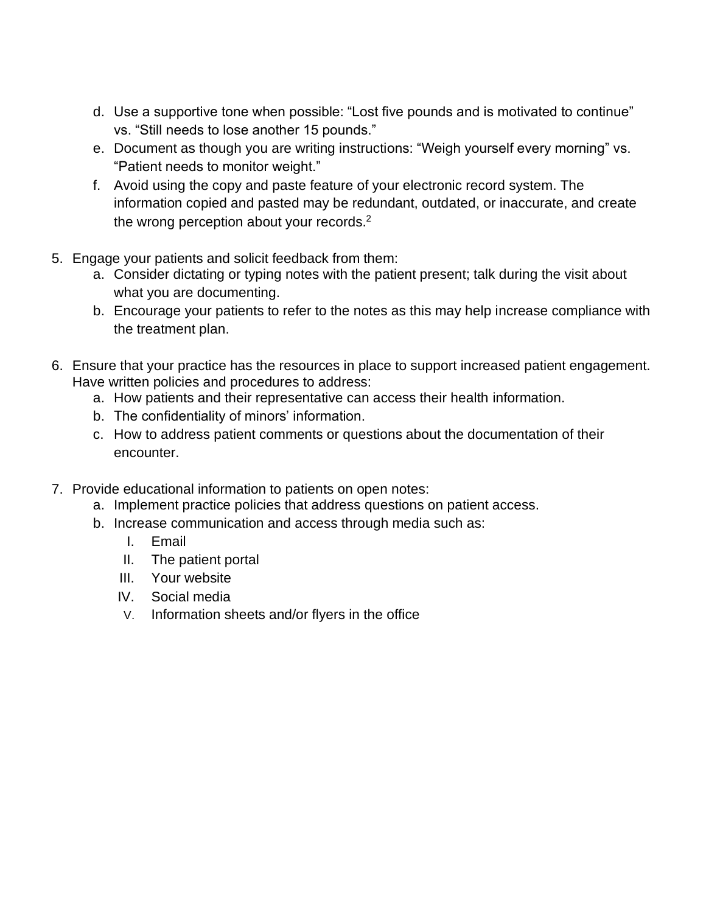d. Use a supportive tone when possible: “Lost five pounds and is motivated to continue” vs. “Still needs to lose another 15 pounds.”
e. Document as though you are writing instructions: “Weigh yourself every morning” vs. “Patient needs to monitor weight.”
f. Avoid using the copy and paste feature of your electronic record system. The information copied and pasted may be redundant, outdated, or inaccurate, and create the wrong perception about your records.[2]

5. Engage your patients and solicit feedback from them:
   a. Consider dictating or typing notes with the patient present; talk during the visit about what you are documenting.
   b. Encourage your patients to refer to the notes as this may help increase compliance with the treatment plan.

6. Ensure that your practice has the resources in place to support increased patient engagement. Have written policies and procedures to address:
   a. How patients and their representative can access their health information.
   b. The confidentiality of minors' information.
   c. How to address patient comments or questions about the documentation of their encounter.

7. Provide educational information to patients on open notes:
   a. Implement practice policies that address questions on patient access.
   b. Increase communication and access through media such as:
      I. Email
      II. The patient portal
      III. Your website
      IV. Social media
      V. Information sheets and/or flyers in the office